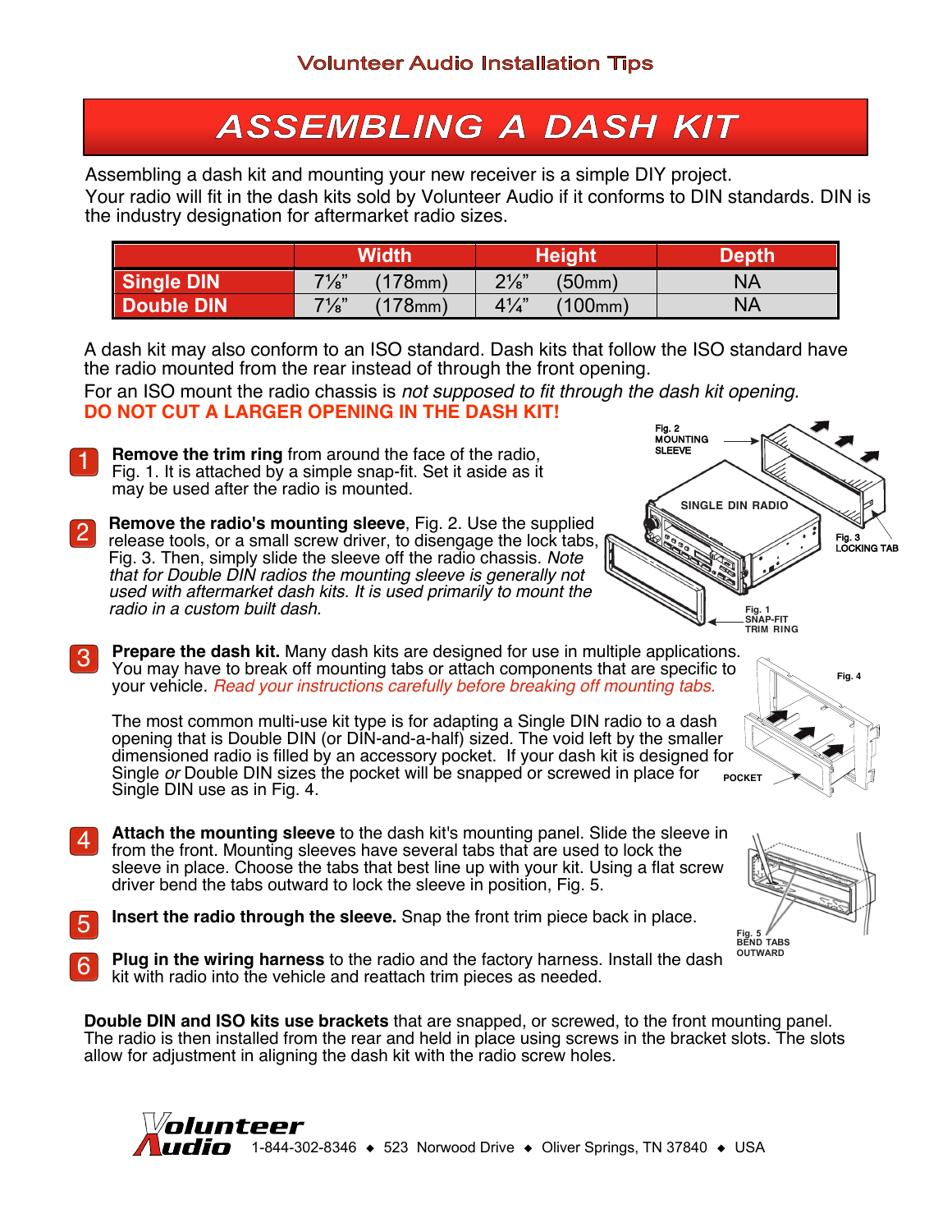Volunteer Audio Installation Tips

# ASSEMBLING A DASH KIT

Assembling a dash kit and mounting your new receiver is a simple DIY project.
Your radio will fit in the dash kits sold by Volunteer Audio if it conforms to DIN standards. DIN is the industry designation for aftermarket radio sizes.

| | Width | Height | Depth |
|---|---|---|---|
| **Single DIN** | 7⅛" (178mm) | 2⅛" (50mm) | NA |
| **Double DIN** | 7⅛" (178mm) | 4¼" (100mm) | NA |

A dash kit may also conform to an ISO standard. Dash kits that follow the ISO standard have the radio mounted from the rear instead of through the front opening.
For an ISO mount the radio chassis is *not supposed to fit through the dash kit opening.*
**DO NOT CUT A LARGER OPENING IN THE DASH KIT!**

1. **Remove the trim ring** from around the face of the radio, Fig. 1. It is attached by a simple snap-fit. Set it aside as it may be used after the radio is mounted.

2. **Remove the radio's mounting sleeve**, Fig. 2. Use the supplied release tools, or a small screw driver, to disengage the lock tabs, Fig. 3. Then, simply slide the sleeve off the radio chassis. *Note that for Double DIN radios the mounting sleeve is generally not used with aftermarket dash kits. It is used primarily to mount the radio in a custom built dash.*

Fig. 2 MOUNTING SLEEVE
SINGLE DIN RADIO
Fig. 3 LOCKING TAB
Fig. 1 SNAP-FIT TRIM RING

3. **Prepare the dash kit.** Many dash kits are designed for use in multiple applications. You may have to break off mounting tabs or attach components that are specific to your vehicle. *Read your instructions carefully before breaking off mounting tabs.*

   The most common multi-use kit type is for adapting a Single DIN radio to a dash opening that is Double DIN (or DIN-and-a-half) sized. The void left by the smaller dimensioned radio is filled by an accessory pocket. If your dash kit is designed for Single *or* Double DIN sizes the pocket will be snapped or screwed in place for Single DIN use as in Fig. 4.

Fig. 4
POCKET

4. **Attach the mounting sleeve** to the dash kit's mounting panel. Slide the sleeve in from the front. Mounting sleeves have several tabs that are used to lock the sleeve in place. Choose the tabs that best line up with your kit. Using a flat screw driver bend the tabs outward to lock the sleeve in position, Fig. 5.

5. **Insert the radio through the sleeve.** Snap the front trim piece back in place.

6. **Plug in the wiring harness** to the radio and the factory harness. Install the dash kit with radio into the vehicle and reattach trim pieces as needed.

Fig. 5 BEND TABS OUTWARD

**Double DIN and ISO kits use brackets** that are snapped, or screwed, to the front mounting panel. The radio is then installed from the rear and held in place using screws in the bracket slots. The slots allow for adjustment in aligning the dash kit with the radio screw holes.

Volunteer Audio 1-844-302-8346 ◆ 523 Norwood Drive ◆ Oliver Springs, TN 37840 ◆ USA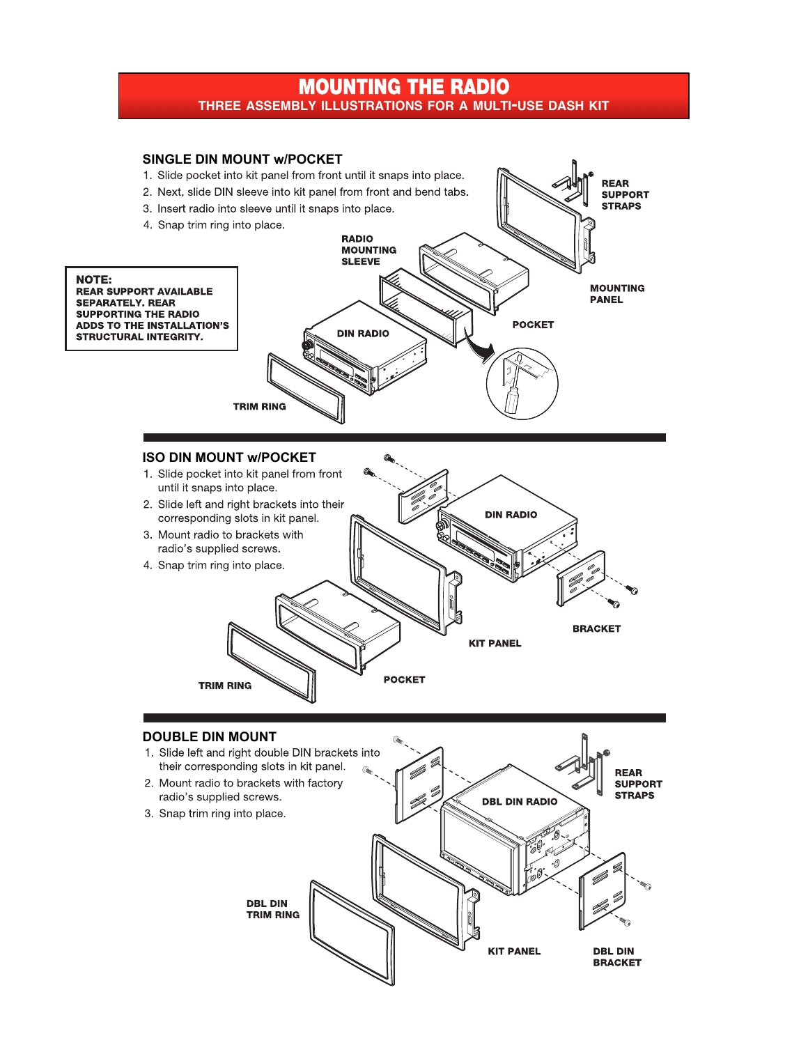# MOUNTING THE RADIO

THREE ASSEMBLY ILLUSTRATIONS FOR A MULTI-USE DASH KIT

## SINGLE DIN MOUNT w/POCKET

1. Slide pocket into kit panel from front until it snaps into place.
2. Next, slide DIN sleeve into kit panel from front and bend tabs.
3. Insert radio into sleeve until it snaps into place.
4. Snap trim ring into place.

REAR SUPPORT STRAPS

RADIO MOUNTING SLEEVE

MOUNTING PANEL

POCKET

DIN RADIO

TRIM RING

**NOTE:**
**REAR SUPPORT AVAILABLE SEPARATELY. REAR SUPPORTING THE RADIO ADDS TO THE INSTALLATION'S STRUCTURAL INTEGRITY.**

## ISO DIN MOUNT w/POCKET

1. Slide pocket into kit panel from front until it snaps into place.
2. Slide left and right brackets into their corresponding slots in kit panel.
3. Mount radio to brackets with radio's supplied screws.
4. Snap trim ring into place.

DIN RADIO

BRACKET

KIT PANEL

POCKET

TRIM RING

## DOUBLE DIN MOUNT

1. Slide left and right double DIN brackets into their corresponding slots in kit panel.
2. Mount radio to brackets with factory radio's supplied screws.
3. Snap trim ring into place.

REAR SUPPORT STRAPS

DBL DIN RADIO

DBL DIN TRIM RING

KIT PANEL

DBL DIN BRACKET